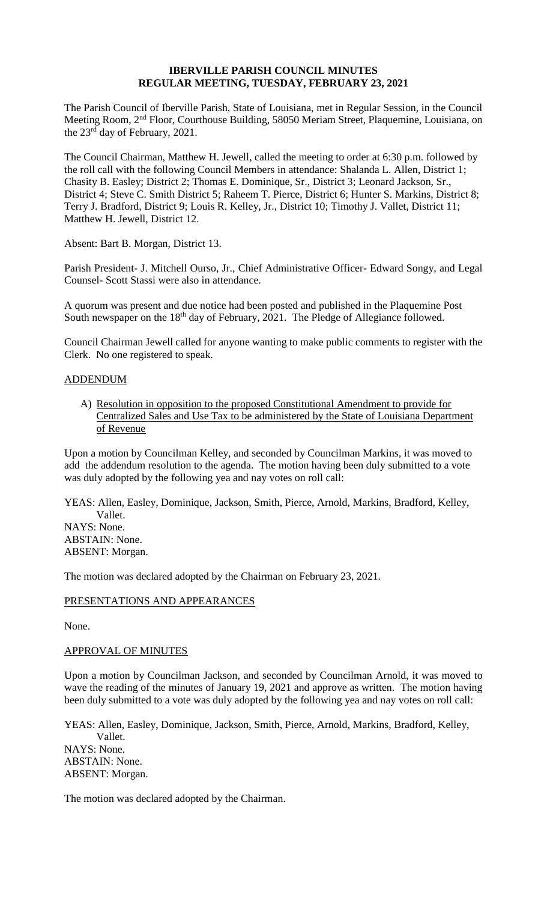# IBERVILLE PARISH COUNCIL MINUTES
## REGULAR MEETING, TUESDAY, FEBRUARY 23, 2021

The Parish Council of Iberville Parish, State of Louisiana, met in Regular Session, in the Council Meeting Room, 2nd Floor, Courthouse Building, 58050 Meriam Street, Plaquemine, Louisiana, on the 23rd day of February, 2021.

The Council Chairman, Matthew H. Jewell, called the meeting to order at 6:30 p.m. followed by the roll call with the following Council Members in attendance: Shalanda L. Allen, District 1; Chasity B. Easley; District 2; Thomas E. Dominique, Sr., District 3; Leonard Jackson, Sr., District 4; Steve C. Smith District 5; Raheem T. Pierce, District 6; Hunter S. Markins, District 8; Terry J. Bradford, District 9; Louis R. Kelley, Jr., District 10; Timothy J. Vallet, District 11; Matthew H. Jewell, District 12.

Absent: Bart B. Morgan, District 13.

Parish President- J. Mitchell Ourso, Jr., Chief Administrative Officer- Edward Songy, and Legal Counsel- Scott Stassi were also in attendance.

A quorum was present and due notice had been posted and published in the Plaquemine Post South newspaper on the 18th day of February, 2021. The Pledge of Allegiance followed.

Council Chairman Jewell called for anyone wanting to make public comments to register with the Clerk. No one registered to speak.

### ADDENDUM

A) Resolution in opposition to the proposed Constitutional Amendment to provide for Centralized Sales and Use Tax to be administered by the State of Louisiana Department of Revenue

Upon a motion by Councilman Kelley, and seconded by Councilman Markins, it was moved to add the addendum resolution to the agenda. The motion having been duly submitted to a vote was duly adopted by the following yea and nay votes on roll call:

YEAS: Allen, Easley, Dominique, Jackson, Smith, Pierce, Arnold, Markins, Bradford, Kelley, Vallet.
NAYS: None.
ABSTAIN: None.
ABSENT: Morgan.

The motion was declared adopted by the Chairman on February 23, 2021.

### PRESENTATIONS AND APPEARANCES

None.

### APPROVAL OF MINUTES

Upon a motion by Councilman Jackson, and seconded by Councilman Arnold, it was moved to wave the reading of the minutes of January 19, 2021 and approve as written. The motion having been duly submitted to a vote was duly adopted by the following yea and nay votes on roll call:

YEAS: Allen, Easley, Dominique, Jackson, Smith, Pierce, Arnold, Markins, Bradford, Kelley, Vallet.
NAYS: None.
ABSTAIN: None.
ABSENT: Morgan.

The motion was declared adopted by the Chairman.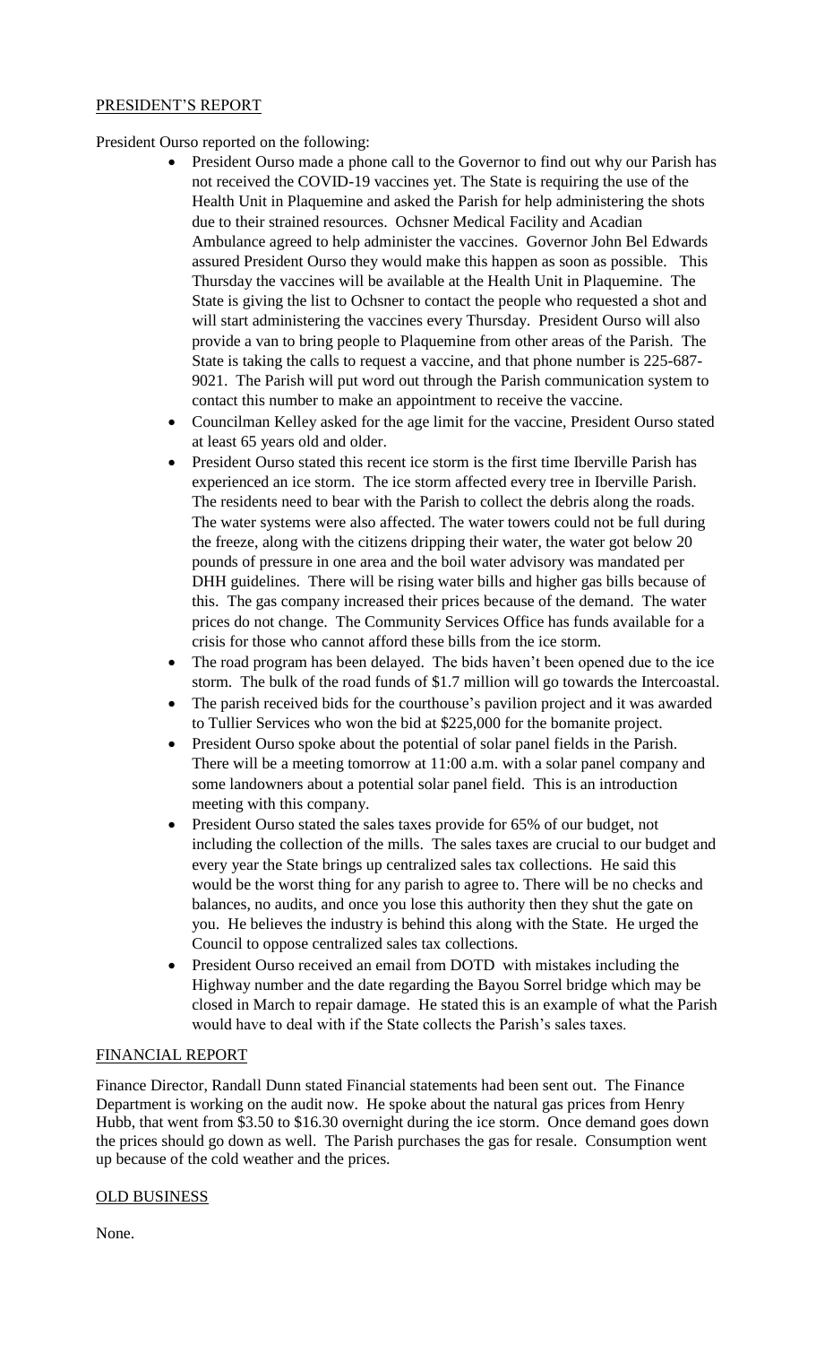## PRESIDENT'S REPORT

President Ourso reported on the following:

- President Ourso made a phone call to the Governor to find out why our Parish has not received the COVID-19 vaccines yet. The State is requiring the use of the Health Unit in Plaquemine and asked the Parish for help administering the shots due to their strained resources. Ochsner Medical Facility and Acadian Ambulance agreed to help administer the vaccines. Governor John Bel Edwards assured President Ourso they would make this happen as soon as possible. This Thursday the vaccines will be available at the Health Unit in Plaquemine. The State is giving the list to Ochsner to contact the people who requested a shot and will start administering the vaccines every Thursday. President Ourso will also provide a van to bring people to Plaquemine from other areas of the Parish. The State is taking the calls to request a vaccine, and that phone number is 225-687-9021. The Parish will put word out through the Parish communication system to contact this number to make an appointment to receive the vaccine.
- Councilman Kelley asked for the age limit for the vaccine, President Ourso stated at least 65 years old and older.
- President Ourso stated this recent ice storm is the first time Iberville Parish has experienced an ice storm. The ice storm affected every tree in Iberville Parish. The residents need to bear with the Parish to collect the debris along the roads. The water systems were also affected. The water towers could not be full during the freeze, along with the citizens dripping their water, the water got below 20 pounds of pressure in one area and the boil water advisory was mandated per DHH guidelines. There will be rising water bills and higher gas bills because of this. The gas company increased their prices because of the demand. The water prices do not change. The Community Services Office has funds available for a crisis for those who cannot afford these bills from the ice storm.
- The road program has been delayed. The bids haven't been opened due to the ice storm. The bulk of the road funds of $1.7 million will go towards the Intercoastal.
- The parish received bids for the courthouse's pavilion project and it was awarded to Tullier Services who won the bid at $225,000 for the bomanite project.
- President Ourso spoke about the potential of solar panel fields in the Parish. There will be a meeting tomorrow at 11:00 a.m. with a solar panel company and some landowners about a potential solar panel field. This is an introduction meeting with this company.
- President Ourso stated the sales taxes provide for 65% of our budget, not including the collection of the mills. The sales taxes are crucial to our budget and every year the State brings up centralized sales tax collections. He said this would be the worst thing for any parish to agree to. There will be no checks and balances, no audits, and once you lose this authority then they shut the gate on you. He believes the industry is behind this along with the State. He urged the Council to oppose centralized sales tax collections.
- President Ourso received an email from DOTD with mistakes including the Highway number and the date regarding the Bayou Sorrel bridge which may be closed in March to repair damage. He stated this is an example of what the Parish would have to deal with if the State collects the Parish's sales taxes.

## FINANCIAL REPORT

Finance Director, Randall Dunn stated Financial statements had been sent out. The Finance Department is working on the audit now. He spoke about the natural gas prices from Henry Hubb, that went from $3.50 to $16.30 overnight during the ice storm. Once demand goes down the prices should go down as well. The Parish purchases the gas for resale. Consumption went up because of the cold weather and the prices.

## OLD BUSINESS

None.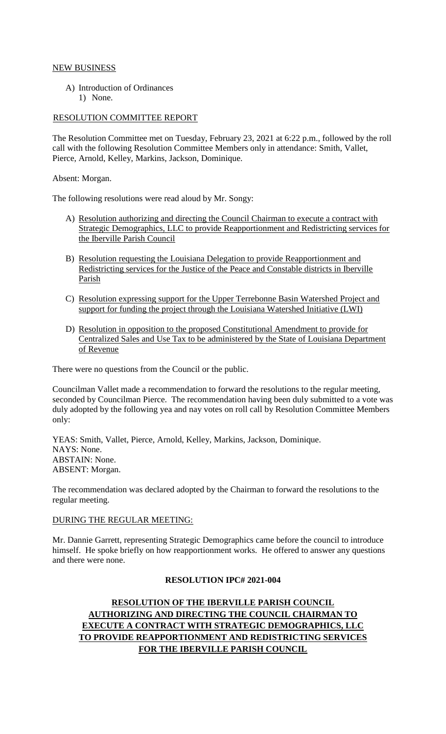## NEW BUSINESS

A) Introduction of Ordinances
   1) None.

## RESOLUTION COMMITTEE REPORT

The Resolution Committee met on Tuesday, February 23, 2021 at 6:22 p.m., followed by the roll call with the following Resolution Committee Members only in attendance: Smith, Vallet, Pierce, Arnold, Kelley, Markins, Jackson, Dominique.

Absent: Morgan.

The following resolutions were read aloud by Mr. Songy:

A) Resolution authorizing and directing the Council Chairman to execute a contract with Strategic Demographics, LLC to provide Reapportionment and Redistricting services for the Iberville Parish Council

B) Resolution requesting the Louisiana Delegation to provide Reapportionment and Redistricting services for the Justice of the Peace and Constable districts in Iberville Parish

C) Resolution expressing support for the Upper Terrebonne Basin Watershed Project and support for funding the project through the Louisiana Watershed Initiative (LWI)

D) Resolution in opposition to the proposed Constitutional Amendment to provide for Centralized Sales and Use Tax to be administered by the State of Louisiana Department of Revenue

There were no questions from the Council or the public.

Councilman Vallet made a recommendation to forward the resolutions to the regular meeting, seconded by Councilman Pierce. The recommendation having been duly submitted to a vote was duly adopted by the following yea and nay votes on roll call by Resolution Committee Members only:

YEAS: Smith, Vallet, Pierce, Arnold, Kelley, Markins, Jackson, Dominique.
NAYS: None.
ABSTAIN: None.
ABSENT: Morgan.

The recommendation was declared adopted by the Chairman to forward the resolutions to the regular meeting.

## DURING THE REGULAR MEETING:

Mr. Dannie Garrett, representing Strategic Demographics came before the council to introduce himself. He spoke briefly on how reapportionment works. He offered to answer any questions and there were none.

**RESOLUTION IPC# 2021-004**

**RESOLUTION OF THE IBERVILLE PARISH COUNCIL AUTHORIZING AND DIRECTING THE COUNCIL CHAIRMAN TO EXECUTE A CONTRACT WITH STRATEGIC DEMOGRAPHICS, LLC TO PROVIDE REAPPORTIONMENT AND REDISTRICTING SERVICES FOR THE IBERVILLE PARISH COUNCIL**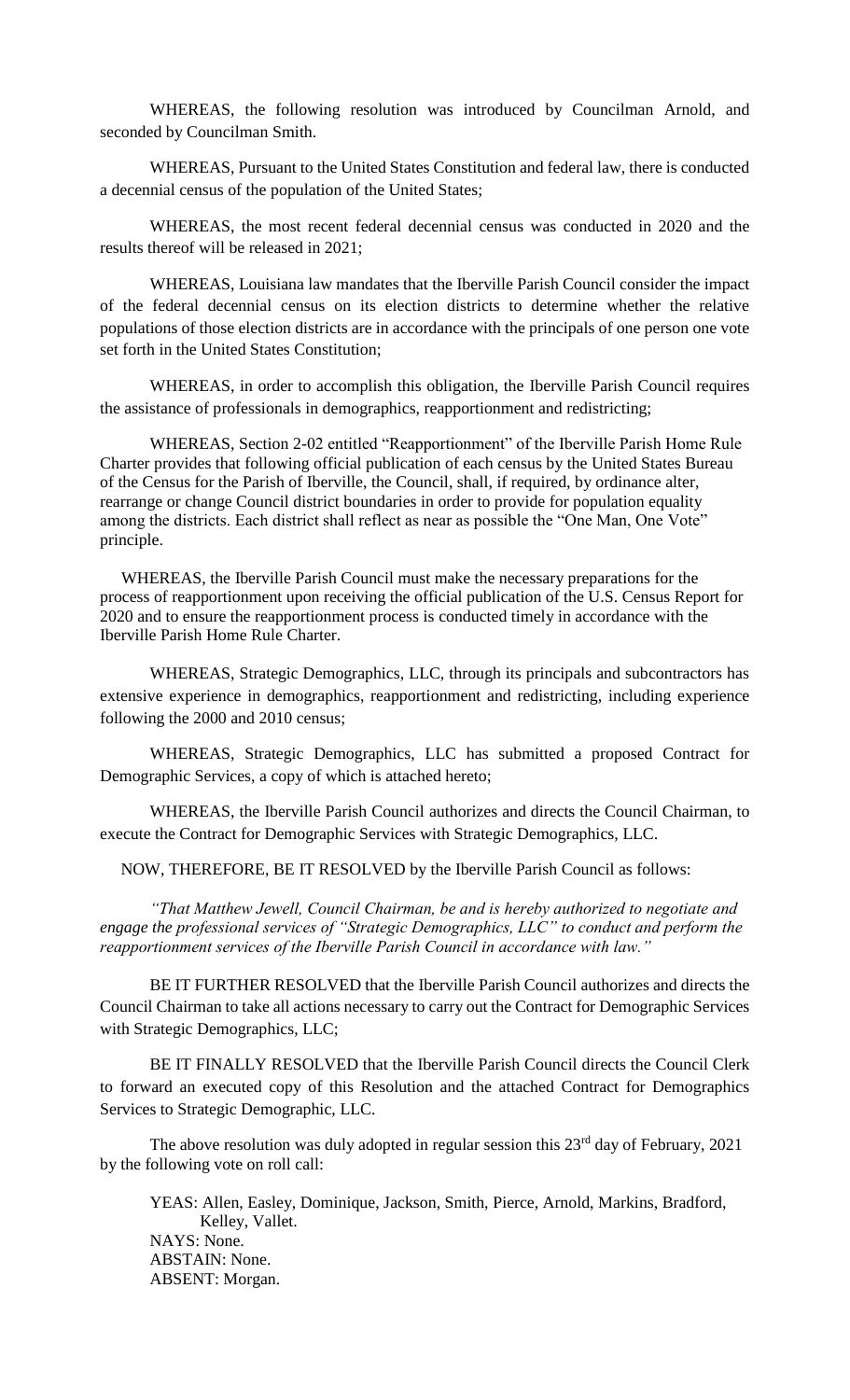WHEREAS, the following resolution was introduced by Councilman Arnold, and seconded by Councilman Smith.

WHEREAS, Pursuant to the United States Constitution and federal law, there is conducted a decennial census of the population of the United States;

WHEREAS, the most recent federal decennial census was conducted in 2020 and the results thereof will be released in 2021;

WHEREAS, Louisiana law mandates that the Iberville Parish Council consider the impact of the federal decennial census on its election districts to determine whether the relative populations of those election districts are in accordance with the principals of one person one vote set forth in the United States Constitution;

WHEREAS, in order to accomplish this obligation, the Iberville Parish Council requires the assistance of professionals in demographics, reapportionment and redistricting;

WHEREAS, Section 2-02 entitled "Reapportionment" of the Iberville Parish Home Rule Charter provides that following official publication of each census by the United States Bureau of the Census for the Parish of Iberville, the Council, shall, if required, by ordinance alter, rearrange or change Council district boundaries in order to provide for population equality among the districts. Each district shall reflect as near as possible the "One Man, One Vote" principle.

WHEREAS, the Iberville Parish Council must make the necessary preparations for the process of reapportionment upon receiving the official publication of the U.S. Census Report for 2020 and to ensure the reapportionment process is conducted timely in accordance with the Iberville Parish Home Rule Charter.

WHEREAS, Strategic Demographics, LLC, through its principals and subcontractors has extensive experience in demographics, reapportionment and redistricting, including experience following the 2000 and 2010 census;

WHEREAS, Strategic Demographics, LLC has submitted a proposed Contract for Demographic Services, a copy of which is attached hereto;

WHEREAS, the Iberville Parish Council authorizes and directs the Council Chairman, to execute the Contract for Demographic Services with Strategic Demographics, LLC.

NOW, THEREFORE, BE IT RESOLVED by the Iberville Parish Council as follows:

*"That Matthew Jewell, Council Chairman, be and is hereby authorized to negotiate and engage the professional services of "Strategic Demographics, LLC" to conduct and perform the reapportionment services of the Iberville Parish Council in accordance with law."*

BE IT FURTHER RESOLVED that the Iberville Parish Council authorizes and directs the Council Chairman to take all actions necessary to carry out the Contract for Demographic Services with Strategic Demographics, LLC;

BE IT FINALLY RESOLVED that the Iberville Parish Council directs the Council Clerk to forward an executed copy of this Resolution and the attached Contract for Demographics Services to Strategic Demographic, LLC.

The above resolution was duly adopted in regular session this 23rd day of February, 2021 by the following vote on roll call:

YEAS: Allen, Easley, Dominique, Jackson, Smith, Pierce, Arnold, Markins, Bradford, Kelley, Vallet.
NAYS: None.
ABSTAIN: None.
ABSENT: Morgan.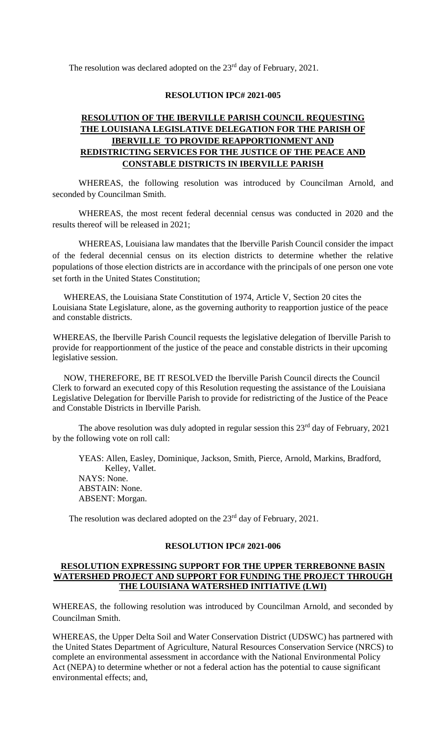The resolution was declared adopted on the 23rd day of February, 2021.

**RESOLUTION IPC# 2021-005**

**RESOLUTION OF THE IBERVILLE PARISH COUNCIL REQUESTING THE LOUISIANA LEGISLATIVE DELEGATION FOR THE PARISH OF IBERVILLE TO PROVIDE REAPPORTIONMENT AND REDISTRICTING SERVICES FOR THE JUSTICE OF THE PEACE AND CONSTABLE DISTRICTS IN IBERVILLE PARISH**

WHEREAS, the following resolution was introduced by Councilman Arnold, and seconded by Councilman Smith.

WHEREAS, the most recent federal decennial census was conducted in 2020 and the results thereof will be released in 2021;

WHEREAS, Louisiana law mandates that the Iberville Parish Council consider the impact of the federal decennial census on its election districts to determine whether the relative populations of those election districts are in accordance with the principals of one person one vote set forth in the United States Constitution;

WHEREAS, the Louisiana State Constitution of 1974, Article V, Section 20 cites the Louisiana State Legislature, alone, as the governing authority to reapportion justice of the peace and constable districts.

WHEREAS, the Iberville Parish Council requests the legislative delegation of Iberville Parish to provide for reapportionment of the justice of the peace and constable districts in their upcoming legislative session.

NOW, THEREFORE, BE IT RESOLVED the Iberville Parish Council directs the Council Clerk to forward an executed copy of this Resolution requesting the assistance of the Louisiana Legislative Delegation for Iberville Parish to provide for redistricting of the Justice of the Peace and Constable Districts in Iberville Parish.

The above resolution was duly adopted in regular session this 23rd day of February, 2021 by the following vote on roll call:

YEAS: Allen, Easley, Dominique, Jackson, Smith, Pierce, Arnold, Markins, Bradford, Kelley, Vallet.
NAYS: None.
ABSTAIN: None.
ABSENT: Morgan.

The resolution was declared adopted on the 23rd day of February, 2021.

**RESOLUTION IPC# 2021-006**

**RESOLUTION EXPRESSING SUPPORT FOR THE UPPER TERREBONNE BASIN WATERSHED PROJECT AND SUPPORT FOR FUNDING THE PROJECT THROUGH THE LOUISIANA WATERSHED INITIATIVE (LWI)**

WHEREAS, the following resolution was introduced by Councilman Arnold, and seconded by Councilman Smith.

WHEREAS, the Upper Delta Soil and Water Conservation District (UDSWC) has partnered with the United States Department of Agriculture, Natural Resources Conservation Service (NRCS) to complete an environmental assessment in accordance with the National Environmental Policy Act (NEPA) to determine whether or not a federal action has the potential to cause significant environmental effects; and,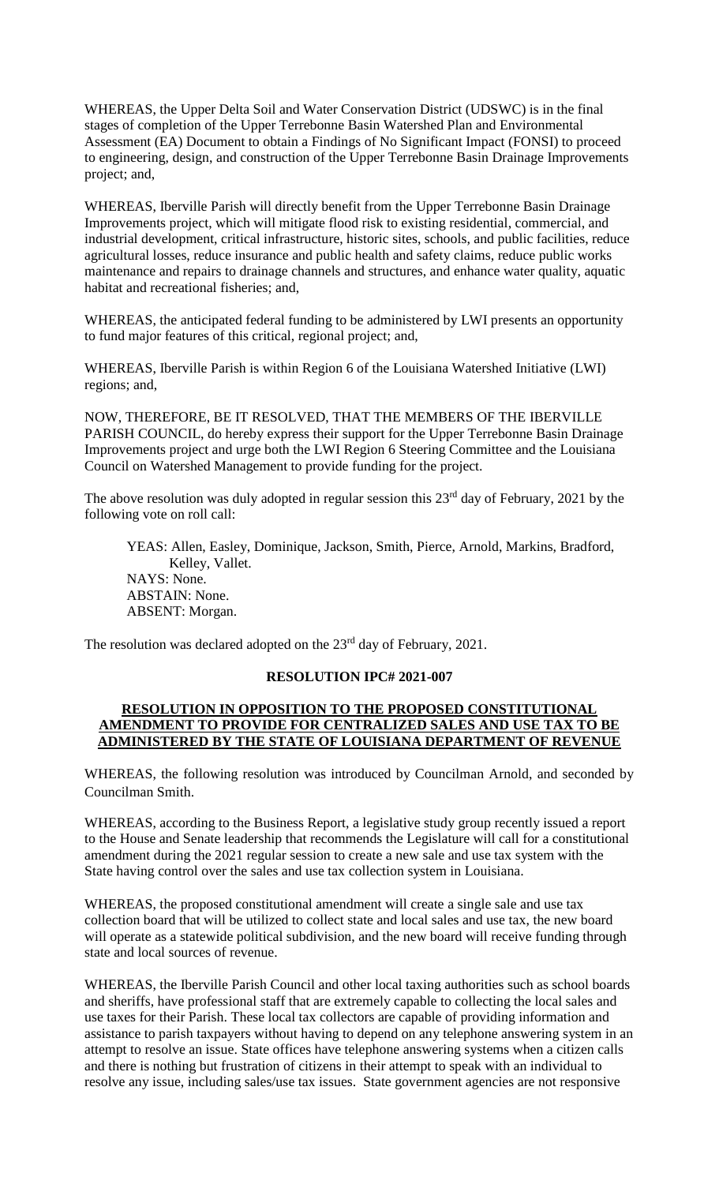WHEREAS, the Upper Delta Soil and Water Conservation District (UDSWC) is in the final stages of completion of the Upper Terrebonne Basin Watershed Plan and Environmental Assessment (EA) Document to obtain a Findings of No Significant Impact (FONSI) to proceed to engineering, design, and construction of the Upper Terrebonne Basin Drainage Improvements project; and,

WHEREAS, Iberville Parish will directly benefit from the Upper Terrebonne Basin Drainage Improvements project, which will mitigate flood risk to existing residential, commercial, and industrial development, critical infrastructure, historic sites, schools, and public facilities, reduce agricultural losses, reduce insurance and public health and safety claims, reduce public works maintenance and repairs to drainage channels and structures, and enhance water quality, aquatic habitat and recreational fisheries; and,

WHEREAS, the anticipated federal funding to be administered by LWI presents an opportunity to fund major features of this critical, regional project; and,

WHEREAS, Iberville Parish is within Region 6 of the Louisiana Watershed Initiative (LWI) regions; and,

NOW, THEREFORE, BE IT RESOLVED, THAT THE MEMBERS OF THE IBERVILLE PARISH COUNCIL, do hereby express their support for the Upper Terrebonne Basin Drainage Improvements project and urge both the LWI Region 6 Steering Committee and the Louisiana Council on Watershed Management to provide funding for the project.

The above resolution was duly adopted in regular session this 23rd day of February, 2021 by the following vote on roll call:

YEAS: Allen, Easley, Dominique, Jackson, Smith, Pierce, Arnold, Markins, Bradford, Kelley, Vallet.
NAYS: None.
ABSTAIN: None.
ABSENT: Morgan.

The resolution was declared adopted on the 23rd day of February, 2021.

**RESOLUTION IPC# 2021-007**

**RESOLUTION IN OPPOSITION TO THE PROPOSED CONSTITUTIONAL AMENDMENT TO PROVIDE FOR CENTRALIZED SALES AND USE TAX TO BE ADMINISTERED BY THE STATE OF LOUISIANA DEPARTMENT OF REVENUE**

WHEREAS, the following resolution was introduced by Councilman Arnold, and seconded by Councilman Smith.

WHEREAS, according to the Business Report, a legislative study group recently issued a report to the House and Senate leadership that recommends the Legislature will call for a constitutional amendment during the 2021 regular session to create a new sale and use tax system with the State having control over the sales and use tax collection system in Louisiana.

WHEREAS, the proposed constitutional amendment will create a single sale and use tax collection board that will be utilized to collect state and local sales and use tax, the new board will operate as a statewide political subdivision, and the new board will receive funding through state and local sources of revenue.

WHEREAS, the Iberville Parish Council and other local taxing authorities such as school boards and sheriffs, have professional staff that are extremely capable to collecting the local sales and use taxes for their Parish. These local tax collectors are capable of providing information and assistance to parish taxpayers without having to depend on any telephone answering system in an attempt to resolve an issue. State offices have telephone answering systems when a citizen calls and there is nothing but frustration of citizens in their attempt to speak with an individual to resolve any issue, including sales/use tax issues. State government agencies are not responsive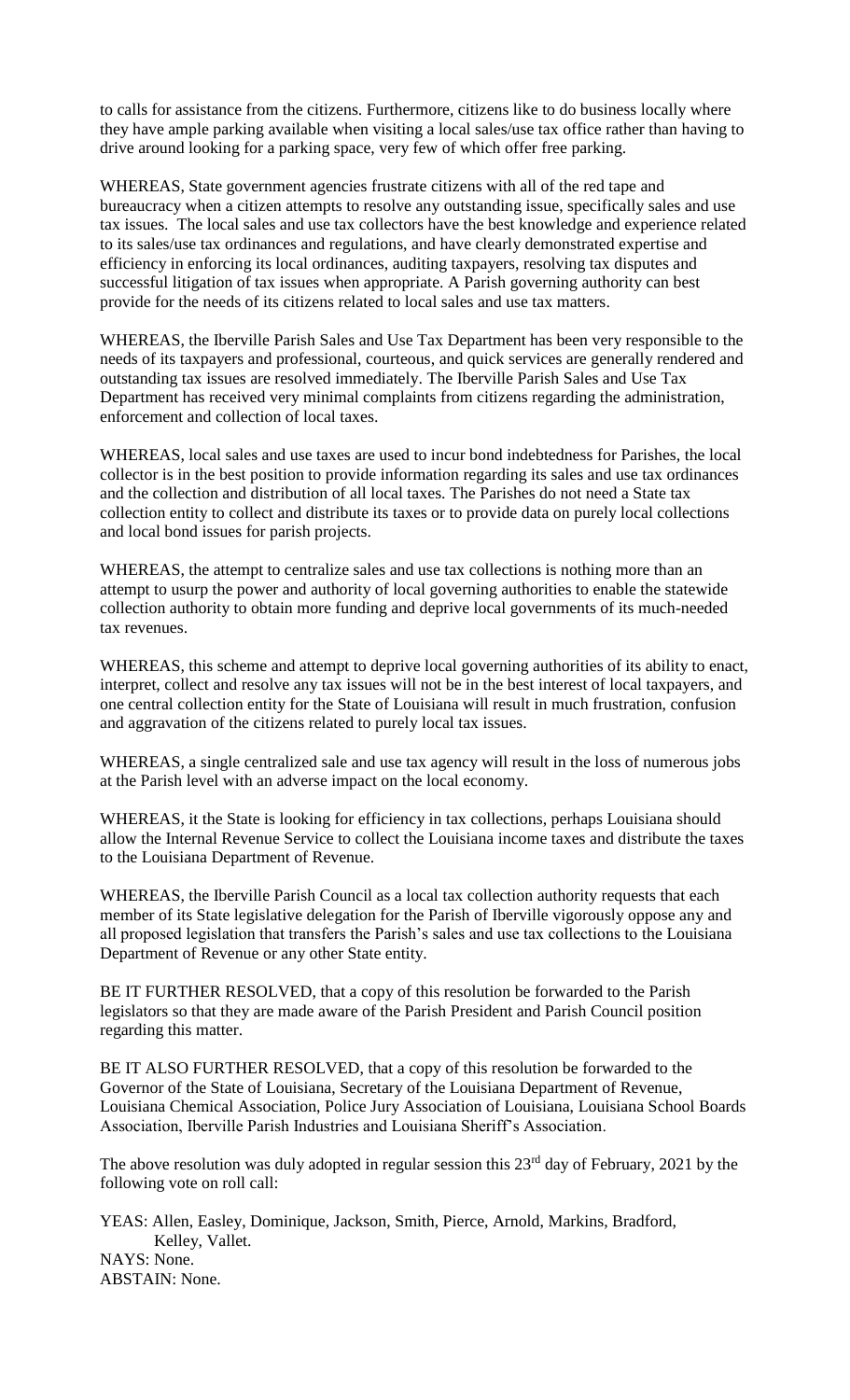to calls for assistance from the citizens. Furthermore, citizens like to do business locally where they have ample parking available when visiting a local sales/use tax office rather than having to drive around looking for a parking space, very few of which offer free parking.

WHEREAS, State government agencies frustrate citizens with all of the red tape and bureaucracy when a citizen attempts to resolve any outstanding issue, specifically sales and use tax issues. The local sales and use tax collectors have the best knowledge and experience related to its sales/use tax ordinances and regulations, and have clearly demonstrated expertise and efficiency in enforcing its local ordinances, auditing taxpayers, resolving tax disputes and successful litigation of tax issues when appropriate. A Parish governing authority can best provide for the needs of its citizens related to local sales and use tax matters.

WHEREAS, the Iberville Parish Sales and Use Tax Department has been very responsible to the needs of its taxpayers and professional, courteous, and quick services are generally rendered and outstanding tax issues are resolved immediately. The Iberville Parish Sales and Use Tax Department has received very minimal complaints from citizens regarding the administration, enforcement and collection of local taxes.

WHEREAS, local sales and use taxes are used to incur bond indebtedness for Parishes, the local collector is in the best position to provide information regarding its sales and use tax ordinances and the collection and distribution of all local taxes. The Parishes do not need a State tax collection entity to collect and distribute its taxes or to provide data on purely local collections and local bond issues for parish projects.

WHEREAS, the attempt to centralize sales and use tax collections is nothing more than an attempt to usurp the power and authority of local governing authorities to enable the statewide collection authority to obtain more funding and deprive local governments of its much-needed tax revenues.

WHEREAS, this scheme and attempt to deprive local governing authorities of its ability to enact, interpret, collect and resolve any tax issues will not be in the best interest of local taxpayers, and one central collection entity for the State of Louisiana will result in much frustration, confusion and aggravation of the citizens related to purely local tax issues.

WHEREAS, a single centralized sale and use tax agency will result in the loss of numerous jobs at the Parish level with an adverse impact on the local economy.

WHEREAS, it the State is looking for efficiency in tax collections, perhaps Louisiana should allow the Internal Revenue Service to collect the Louisiana income taxes and distribute the taxes to the Louisiana Department of Revenue.

WHEREAS, the Iberville Parish Council as a local tax collection authority requests that each member of its State legislative delegation for the Parish of Iberville vigorously oppose any and all proposed legislation that transfers the Parish's sales and use tax collections to the Louisiana Department of Revenue or any other State entity.

BE IT FURTHER RESOLVED, that a copy of this resolution be forwarded to the Parish legislators so that they are made aware of the Parish President and Parish Council position regarding this matter.

BE IT ALSO FURTHER RESOLVED, that a copy of this resolution be forwarded to the Governor of the State of Louisiana, Secretary of the Louisiana Department of Revenue, Louisiana Chemical Association, Police Jury Association of Louisiana, Louisiana School Boards Association, Iberville Parish Industries and Louisiana Sheriff's Association.

The above resolution was duly adopted in regular session this 23rd day of February, 2021 by the following vote on roll call:

YEAS: Allen, Easley, Dominique, Jackson, Smith, Pierce, Arnold, Markins, Bradford, Kelley, Vallet.
NAYS: None.
ABSTAIN: None.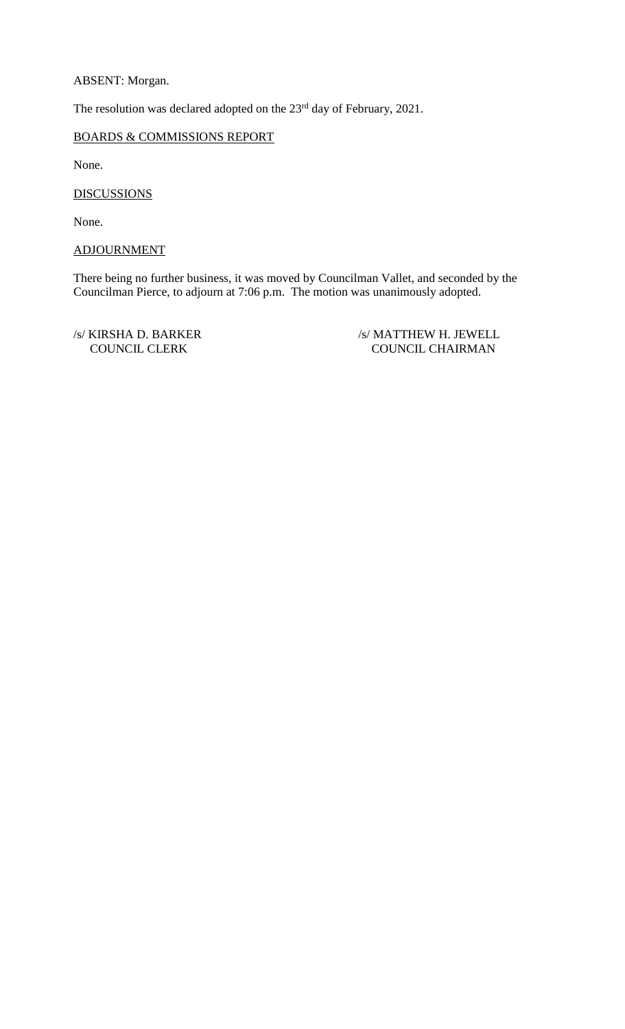ABSENT: Morgan.

The resolution was declared adopted on the 23rd day of February, 2021.

## BOARDS & COMMISSIONS REPORT

None.

## DISCUSSIONS

None.

## ADJOURNMENT

There being no further business, it was moved by Councilman Vallet, and seconded by the Councilman Pierce, to adjourn at 7:06 p.m. The motion was unanimously adopted.

/s/ KIRSHA D. BARKER
COUNCIL CLERK

/s/ MATTHEW H. JEWELL
COUNCIL CHAIRMAN